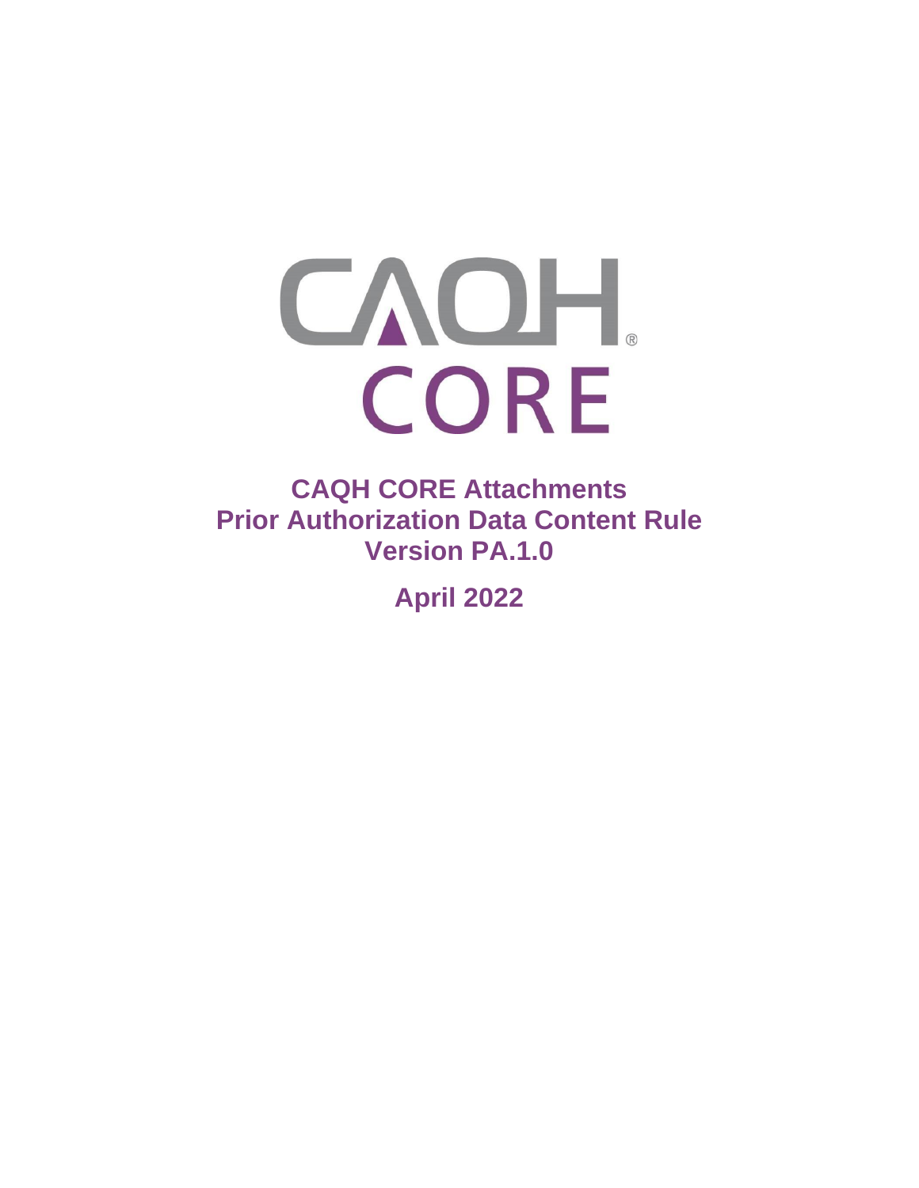# CAQH CORE Attachments Prior Authorization Data Content Rule Version PA.1.0

**April 2022**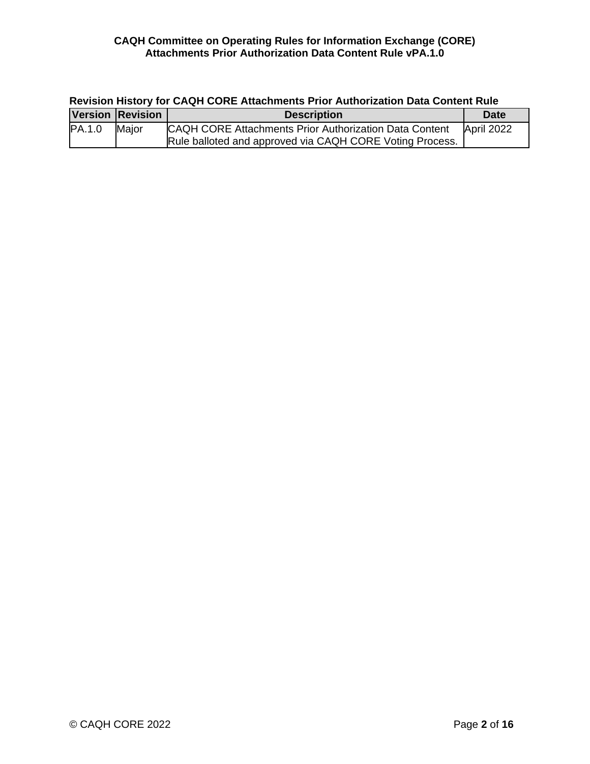**Revision History for CAQH CORE Attachments Prior Authorization Data Content Rule**

| Version | Revision | Description | Date |
|---|---|---|---|
| PA.1.0 | Major | CAQH CORE Attachments Prior Authorization Data Content Rule balloted and approved via CAQH CORE Voting Process. | April 2022 |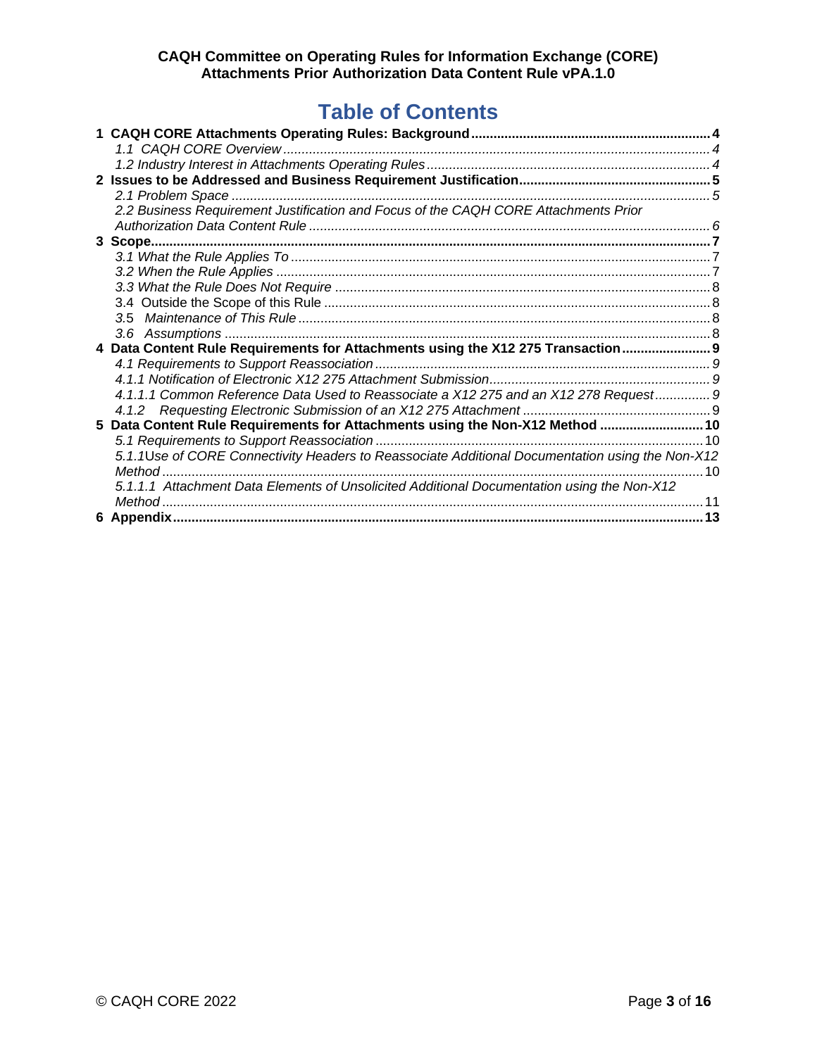# Table of Contents

**1 CAQH CORE Attachments Operating Rules: Background .... 4**

*1.1 CAQH CORE Overview .... 4*

*1.2 Industry Interest in Attachments Operating Rules .... 4*

**2 Issues to be Addressed and Business Requirement Justification .... 5**

*2.1 Problem Space .... 5*

*2.2 Business Requirement Justification and Focus of the CAQH CORE Attachments Prior Authorization Data Content Rule .... 6*

**3 Scope .... 7**

*3.1 What the Rule Applies To .... 7*

*3.2 When the Rule Applies .... 7*

*3.3 What the Rule Does Not Require .... 8*

3.4 Outside the Scope of this Rule .... 8

3.5 *Maintenance of This Rule* .... 8

*3.6 Assumptions* .... 8

**4 Data Content Rule Requirements for Attachments using the X12 275 Transaction .... 9**

*4.1 Requirements to Support Reassociation .... 9*

*4.1.1 Notification of Electronic X12 275 Attachment Submission .... 9*

*4.1.1.1 Common Reference Data Used to Reassociate a X12 275 and an X12 278 Request .... 9*

*4.1.2 Requesting Electronic Submission of an X12 275 Attachment* .... 9

**5 Data Content Rule Requirements for Attachments using the Non-X12 Method .... 10**

*5.1 Requirements to Support Reassociation* .... 10

*5.1.1Use of CORE Connectivity Headers to Reassociate Additional Documentation using the Non-X12 Method* .... 10

*5.1.1.1 Attachment Data Elements of Unsolicited Additional Documentation using the Non-X12 Method* .... 11

**6 Appendix .... 13**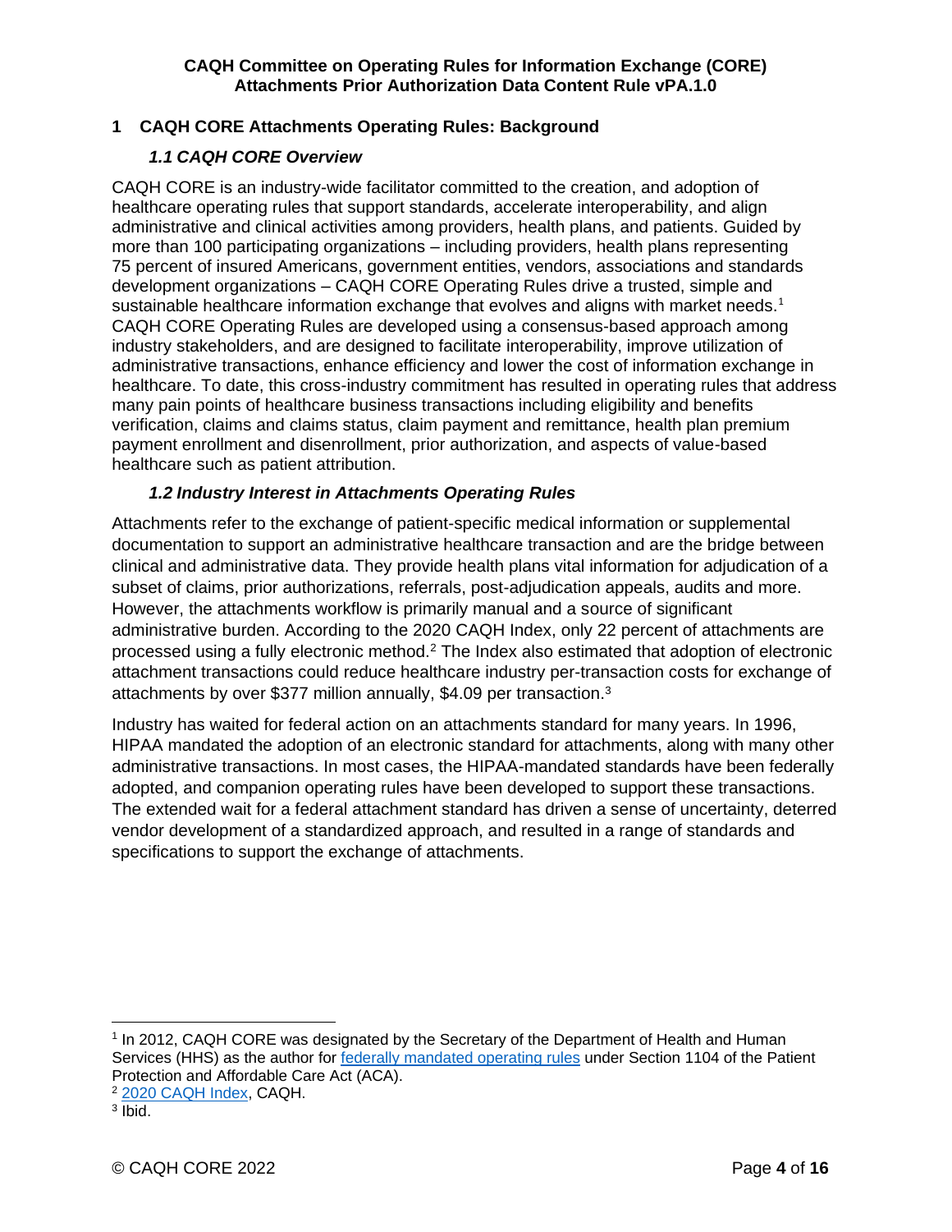## 1 CAQH CORE Attachments Operating Rules: Background

### *1.1 CAQH CORE Overview*

CAQH CORE is an industry-wide facilitator committed to the creation, and adoption of healthcare operating rules that support standards, accelerate interoperability, and align administrative and clinical activities among providers, health plans, and patients. Guided by more than 100 participating organizations – including providers, health plans representing 75 percent of insured Americans, government entities, vendors, associations and standards development organizations – CAQH CORE Operating Rules drive a trusted, simple and sustainable healthcare information exchange that evolves and aligns with market needs.[1] CAQH CORE Operating Rules are developed using a consensus-based approach among industry stakeholders, and are designed to facilitate interoperability, improve utilization of administrative transactions, enhance efficiency and lower the cost of information exchange in healthcare. To date, this cross-industry commitment has resulted in operating rules that address many pain points of healthcare business transactions including eligibility and benefits verification, claims and claims status, claim payment and remittance, health plan premium payment enrollment and disenrollment, prior authorization, and aspects of value-based healthcare such as patient attribution.

### *1.2 Industry Interest in Attachments Operating Rules*

Attachments refer to the exchange of patient-specific medical information or supplemental documentation to support an administrative healthcare transaction and are the bridge between clinical and administrative data. They provide health plans vital information for adjudication of a subset of claims, prior authorizations, referrals, post-adjudication appeals, audits and more. However, the attachments workflow is primarily manual and a source of significant administrative burden. According to the 2020 CAQH Index, only 22 percent of attachments are processed using a fully electronic method.[2] The Index also estimated that adoption of electronic attachment transactions could reduce healthcare industry per-transaction costs for exchange of attachments by over $377 million annually, $4.09 per transaction.[3]

Industry has waited for federal action on an attachments standard for many years. In 1996, HIPAA mandated the adoption of an electronic standard for attachments, along with many other administrative transactions. In most cases, the HIPAA-mandated standards have been federally adopted, and companion operating rules have been developed to support these transactions. The extended wait for a federal attachment standard has driven a sense of uncertainty, deterred vendor development of a standardized approach, and resulted in a range of standards and specifications to support the exchange of attachments.

---

[1] In 2012, CAQH CORE was designated by the Secretary of the Department of Health and Human Services (HHS) as the author for [federally mandated operating rules]() under Section 1104 of the Patient Protection and Affordable Care Act (ACA).

[2] [2020 CAQH Index](), CAQH.

[3] Ibid.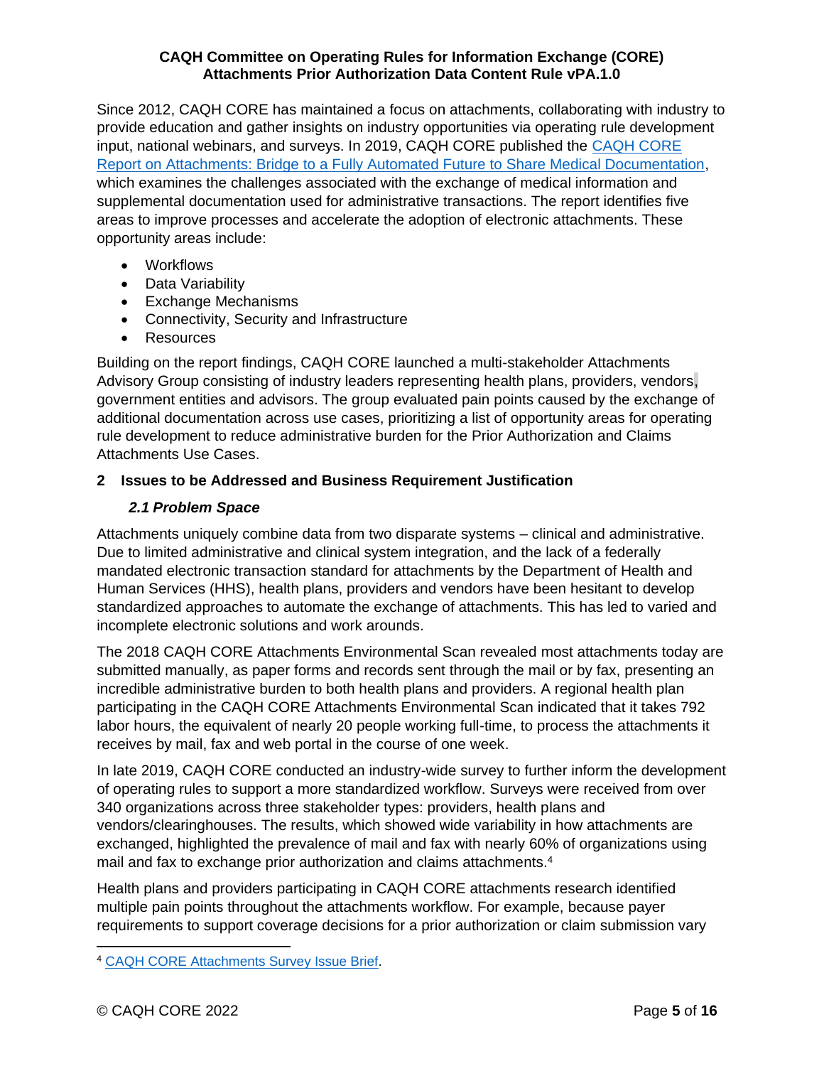Since 2012, CAQH CORE has maintained a focus on attachments, collaborating with industry to provide education and gather insights on industry opportunities via operating rule development input, national webinars, and surveys. In 2019, CAQH CORE published the CAQH CORE Report on Attachments: Bridge to a Fully Automated Future to Share Medical Documentation, which examines the challenges associated with the exchange of medical information and supplemental documentation used for administrative transactions. The report identifies five areas to improve processes and accelerate the adoption of electronic attachments. These opportunity areas include:

- Workflows
- Data Variability
- Exchange Mechanisms
- Connectivity, Security and Infrastructure
- Resources

Building on the report findings, CAQH CORE launched a multi-stakeholder Attachments Advisory Group consisting of industry leaders representing health plans, providers, vendors, government entities and advisors. The group evaluated pain points caused by the exchange of additional documentation across use cases, prioritizing a list of opportunity areas for operating rule development to reduce administrative burden for the Prior Authorization and Claims Attachments Use Cases.

## 2 Issues to be Addressed and Business Requirement Justification

### *2.1 Problem Space*

Attachments uniquely combine data from two disparate systems – clinical and administrative. Due to limited administrative and clinical system integration, and the lack of a federally mandated electronic transaction standard for attachments by the Department of Health and Human Services (HHS), health plans, providers and vendors have been hesitant to develop standardized approaches to automate the exchange of attachments. This has led to varied and incomplete electronic solutions and work arounds.

The 2018 CAQH CORE Attachments Environmental Scan revealed most attachments today are submitted manually, as paper forms and records sent through the mail or by fax, presenting an incredible administrative burden to both health plans and providers. A regional health plan participating in the CAQH CORE Attachments Environmental Scan indicated that it takes 792 labor hours, the equivalent of nearly 20 people working full-time, to process the attachments it receives by mail, fax and web portal in the course of one week.

In late 2019, CAQH CORE conducted an industry-wide survey to further inform the development of operating rules to support a more standardized workflow. Surveys were received from over 340 organizations across three stakeholder types: providers, health plans and vendors/clearinghouses. The results, which showed wide variability in how attachments are exchanged, highlighted the prevalence of mail and fax with nearly 60% of organizations using mail and fax to exchange prior authorization and claims attachments.[4]

Health plans and providers participating in CAQH CORE attachments research identified multiple pain points throughout the attachments workflow. For example, because payer requirements to support coverage decisions for a prior authorization or claim submission vary

[4] CAQH CORE Attachments Survey Issue Brief.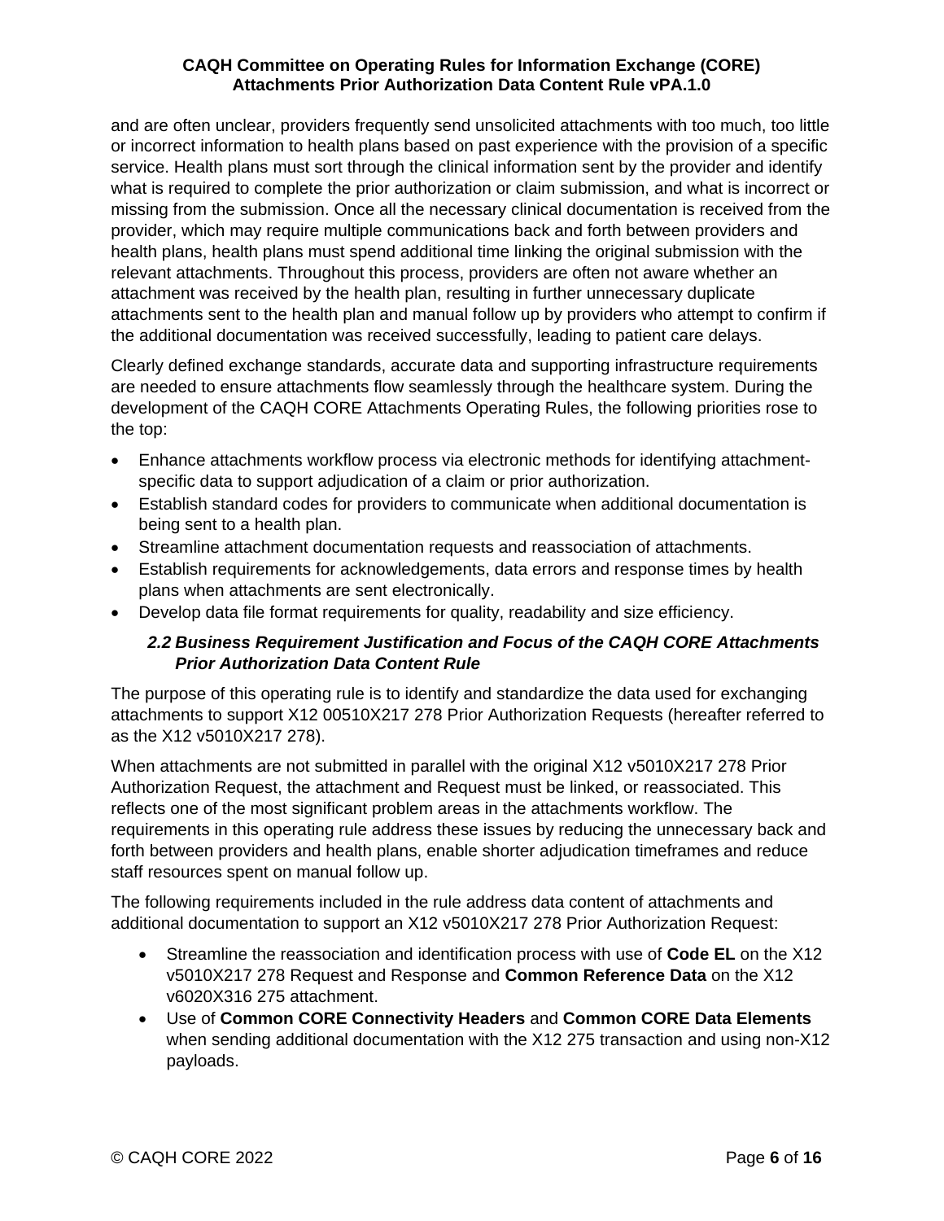and are often unclear, providers frequently send unsolicited attachments with too much, too little or incorrect information to health plans based on past experience with the provision of a specific service. Health plans must sort through the clinical information sent by the provider and identify what is required to complete the prior authorization or claim submission, and what is incorrect or missing from the submission. Once all the necessary clinical documentation is received from the provider, which may require multiple communications back and forth between providers and health plans, health plans must spend additional time linking the original submission with the relevant attachments. Throughout this process, providers are often not aware whether an attachment was received by the health plan, resulting in further unnecessary duplicate attachments sent to the health plan and manual follow up by providers who attempt to confirm if the additional documentation was received successfully, leading to patient care delays.

Clearly defined exchange standards, accurate data and supporting infrastructure requirements are needed to ensure attachments flow seamlessly through the healthcare system. During the development of the CAQH CORE Attachments Operating Rules, the following priorities rose to the top:

- Enhance attachments workflow process via electronic methods for identifying attachment-specific data to support adjudication of a claim or prior authorization.
- Establish standard codes for providers to communicate when additional documentation is being sent to a health plan.
- Streamline attachment documentation requests and reassociation of attachments.
- Establish requirements for acknowledgements, data errors and response times by health plans when attachments are sent electronically.
- Develop data file format requirements for quality, readability and size efficiency.

### *2.2 Business Requirement Justification and Focus of the CAQH CORE Attachments Prior Authorization Data Content Rule*

The purpose of this operating rule is to identify and standardize the data used for exchanging attachments to support X12 00510X217 278 Prior Authorization Requests (hereafter referred to as the X12 v5010X217 278).

When attachments are not submitted in parallel with the original X12 v5010X217 278 Prior Authorization Request, the attachment and Request must be linked, or reassociated. This reflects one of the most significant problem areas in the attachments workflow. The requirements in this operating rule address these issues by reducing the unnecessary back and forth between providers and health plans, enable shorter adjudication timeframes and reduce staff resources spent on manual follow up.

The following requirements included in the rule address data content of attachments and additional documentation to support an X12 v5010X217 278 Prior Authorization Request:

- Streamline the reassociation and identification process with use of **Code EL** on the X12 v5010X217 278 Request and Response and **Common Reference Data** on the X12 v6020X316 275 attachment.
- Use of **Common CORE Connectivity Headers** and **Common CORE Data Elements** when sending additional documentation with the X12 275 transaction and using non-X12 payloads.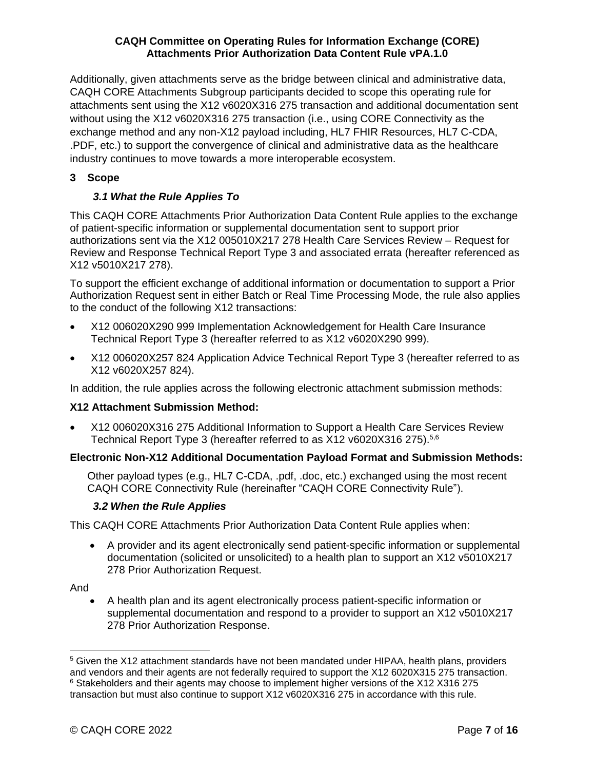Additionally, given attachments serve as the bridge between clinical and administrative data, CAQH CORE Attachments Subgroup participants decided to scope this operating rule for attachments sent using the X12 v6020X316 275 transaction and additional documentation sent without using the X12 v6020X316 275 transaction (i.e., using CORE Connectivity as the exchange method and any non-X12 payload including, HL7 FHIR Resources, HL7 C-CDA, .PDF, etc.) to support the convergence of clinical and administrative data as the healthcare industry continues to move towards a more interoperable ecosystem.

## 3 Scope

### *3.1 What the Rule Applies To*

This CAQH CORE Attachments Prior Authorization Data Content Rule applies to the exchange of patient-specific information or supplemental documentation sent to support prior authorizations sent via the X12 005010X217 278 Health Care Services Review – Request for Review and Response Technical Report Type 3 and associated errata (hereafter referenced as X12 v5010X217 278).

To support the efficient exchange of additional information or documentation to support a Prior Authorization Request sent in either Batch or Real Time Processing Mode, the rule also applies to the conduct of the following X12 transactions:

- X12 006020X290 999 Implementation Acknowledgement for Health Care Insurance Technical Report Type 3 (hereafter referred to as X12 v6020X290 999).
- X12 006020X257 824 Application Advice Technical Report Type 3 (hereafter referred to as X12 v6020X257 824).

In addition, the rule applies across the following electronic attachment submission methods:

**X12 Attachment Submission Method:**

- X12 006020X316 275 Additional Information to Support a Health Care Services Review Technical Report Type 3 (hereafter referred to as X12 v6020X316 275).[5,6]

**Electronic Non-X12 Additional Documentation Payload Format and Submission Methods:**

Other payload types (e.g., HL7 C-CDA, .pdf, .doc, etc.) exchanged using the most recent CAQH CORE Connectivity Rule (hereinafter "CAQH CORE Connectivity Rule").

### *3.2 When the Rule Applies*

This CAQH CORE Attachments Prior Authorization Data Content Rule applies when:

- A provider and its agent electronically send patient-specific information or supplemental documentation (solicited or unsolicited) to a health plan to support an X12 v5010X217 278 Prior Authorization Request.

And

- A health plan and its agent electronically process patient-specific information or supplemental documentation and respond to a provider to support an X12 v5010X217 278 Prior Authorization Response.

---

[5] Given the X12 attachment standards have not been mandated under HIPAA, health plans, providers and vendors and their agents are not federally required to support the X12 6020X315 275 transaction.

[6] Stakeholders and their agents may choose to implement higher versions of the X12 X316 275 transaction but must also continue to support X12 v6020X316 275 in accordance with this rule.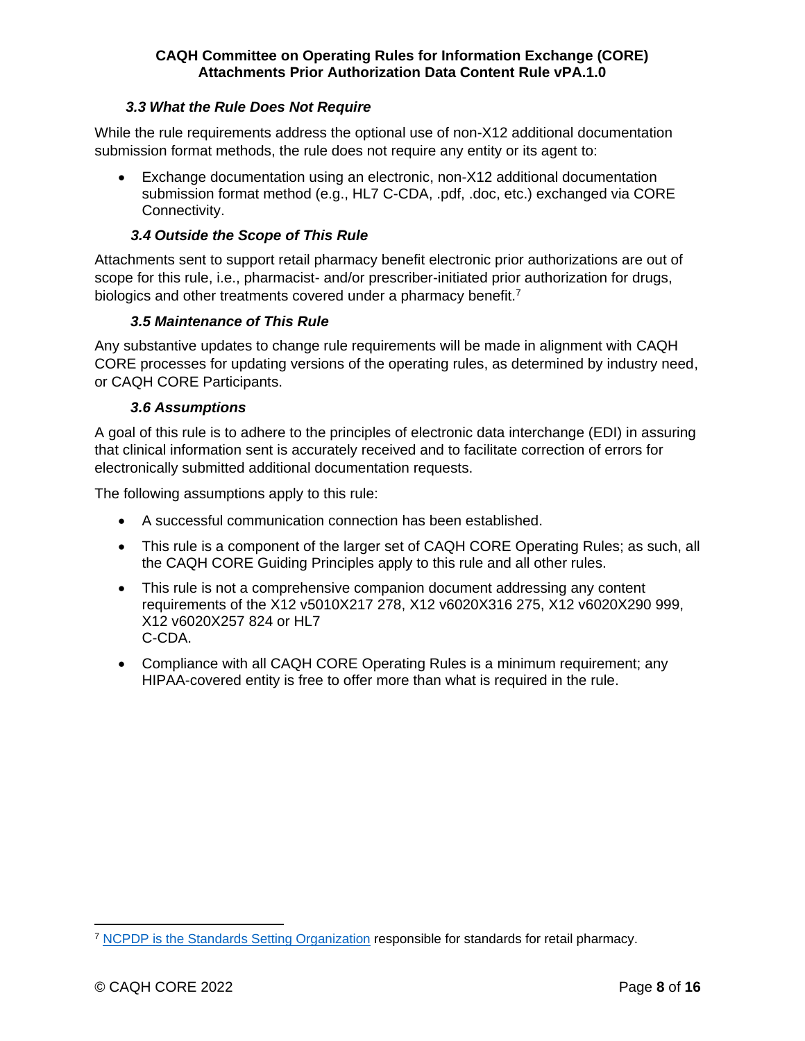### *3.3 What the Rule Does Not Require*

While the rule requirements address the optional use of non-X12 additional documentation submission format methods, the rule does not require any entity or its agent to:

- Exchange documentation using an electronic, non-X12 additional documentation submission format method (e.g., HL7 C-CDA, .pdf, .doc, etc.) exchanged via CORE Connectivity.

### *3.4 Outside the Scope of This Rule*

Attachments sent to support retail pharmacy benefit electronic prior authorizations are out of scope for this rule, i.e., pharmacist- and/or prescriber-initiated prior authorization for drugs, biologics and other treatments covered under a pharmacy benefit.[7]

### *3.5 Maintenance of This Rule*

Any substantive updates to change rule requirements will be made in alignment with CAQH CORE processes for updating versions of the operating rules, as determined by industry need, or CAQH CORE Participants.

### *3.6 Assumptions*

A goal of this rule is to adhere to the principles of electronic data interchange (EDI) in assuring that clinical information sent is accurately received and to facilitate correction of errors for electronically submitted additional documentation requests.

The following assumptions apply to this rule:

- A successful communication connection has been established.
- This rule is a component of the larger set of CAQH CORE Operating Rules; as such, all the CAQH CORE Guiding Principles apply to this rule and all other rules.
- This rule is not a comprehensive companion document addressing any content requirements of the X12 v5010X217 278, X12 v6020X316 275, X12 v6020X290 999, X12 v6020X257 824 or HL7 C-CDA.
- Compliance with all CAQH CORE Operating Rules is a minimum requirement; any HIPAA-covered entity is free to offer more than what is required in the rule.

---

[7] NCPDP is the Standards Setting Organization responsible for standards for retail pharmacy.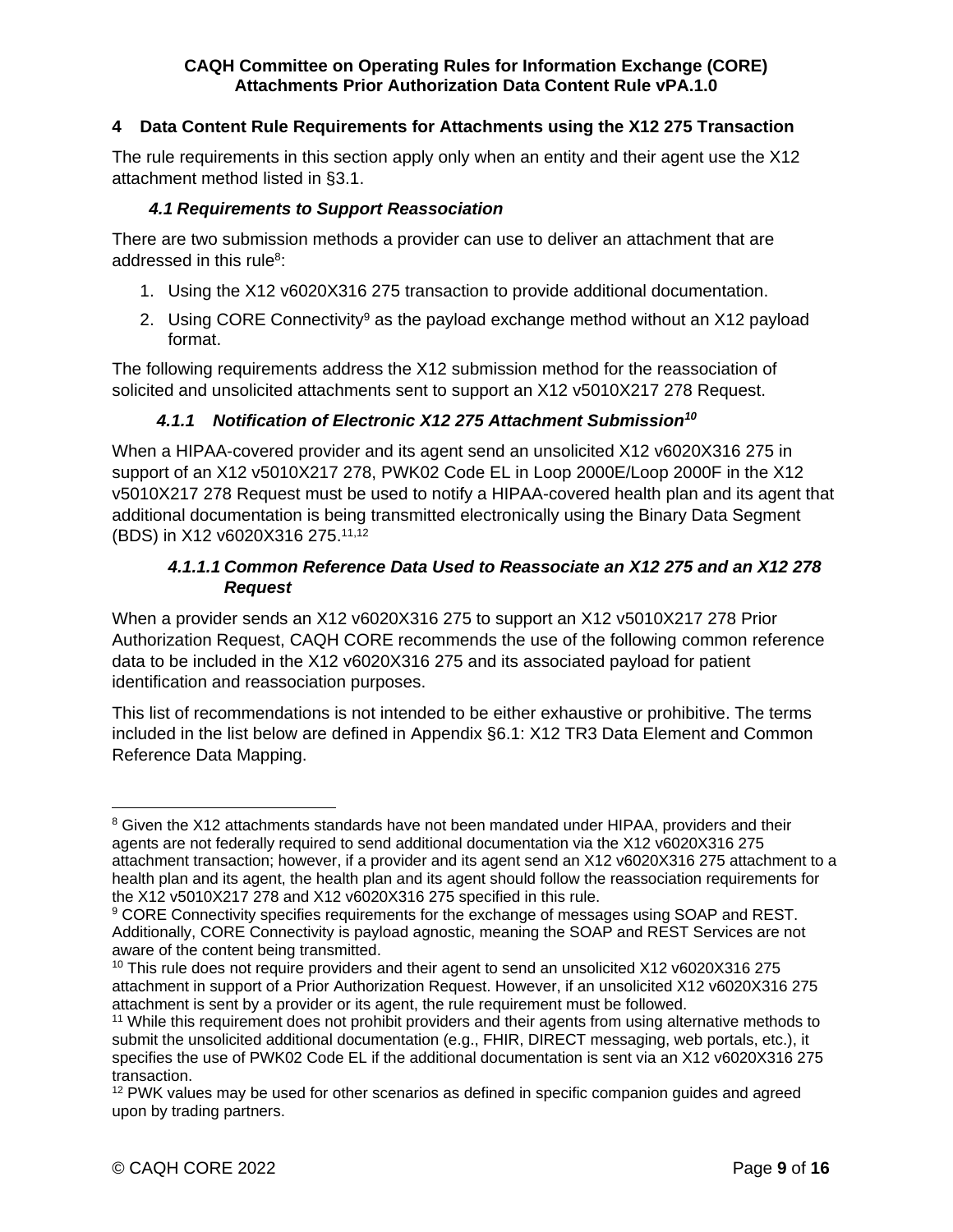## 4 Data Content Rule Requirements for Attachments using the X12 275 Transaction

The rule requirements in this section apply only when an entity and their agent use the X12 attachment method listed in §3.1.

### *4.1 Requirements to Support Reassociation*

There are two submission methods a provider can use to deliver an attachment that are addressed in this rule[8]:

1. Using the X12 v6020X316 275 transaction to provide additional documentation.
2. Using CORE Connectivity[9] as the payload exchange method without an X12 payload format.

The following requirements address the X12 submission method for the reassociation of solicited and unsolicited attachments sent to support an X12 v5010X217 278 Request.

#### *4.1.1 Notification of Electronic X12 275 Attachment Submission*[10]

When a HIPAA-covered provider and its agent send an unsolicited X12 v6020X316 275 in support of an X12 v5010X217 278, PWK02 Code EL in Loop 2000E/Loop 2000F in the X12 v5010X217 278 Request must be used to notify a HIPAA-covered health plan and its agent that additional documentation is being transmitted electronically using the Binary Data Segment (BDS) in X12 v6020X316 275.[11,12]

##### *4.1.1.1 Common Reference Data Used to Reassociate an X12 275 and an X12 278 Request*

When a provider sends an X12 v6020X316 275 to support an X12 v5010X217 278 Prior Authorization Request, CAQH CORE recommends the use of the following common reference data to be included in the X12 v6020X316 275 and its associated payload for patient identification and reassociation purposes.

This list of recommendations is not intended to be either exhaustive or prohibitive. The terms included in the list below are defined in Appendix §6.1: X12 TR3 Data Element and Common Reference Data Mapping.

---

[8] Given the X12 attachments standards have not been mandated under HIPAA, providers and their agents are not federally required to send additional documentation via the X12 v6020X316 275 attachment transaction; however, if a provider and its agent send an X12 v6020X316 275 attachment to a health plan and its agent, the health plan and its agent should follow the reassociation requirements for the X12 v5010X217 278 and X12 v6020X316 275 specified in this rule.

[9] CORE Connectivity specifies requirements for the exchange of messages using SOAP and REST. Additionally, CORE Connectivity is payload agnostic, meaning the SOAP and REST Services are not aware of the content being transmitted.

[10] This rule does not require providers and their agent to send an unsolicited X12 v6020X316 275 attachment in support of a Prior Authorization Request. However, if an unsolicited X12 v6020X316 275 attachment is sent by a provider or its agent, the rule requirement must be followed.

[11] While this requirement does not prohibit providers and their agents from using alternative methods to submit the unsolicited additional documentation (e.g., FHIR, DIRECT messaging, web portals, etc.), it specifies the use of PWK02 Code EL if the additional documentation is sent via an X12 v6020X316 275 transaction.

[12] PWK values may be used for other scenarios as defined in specific companion guides and agreed upon by trading partners.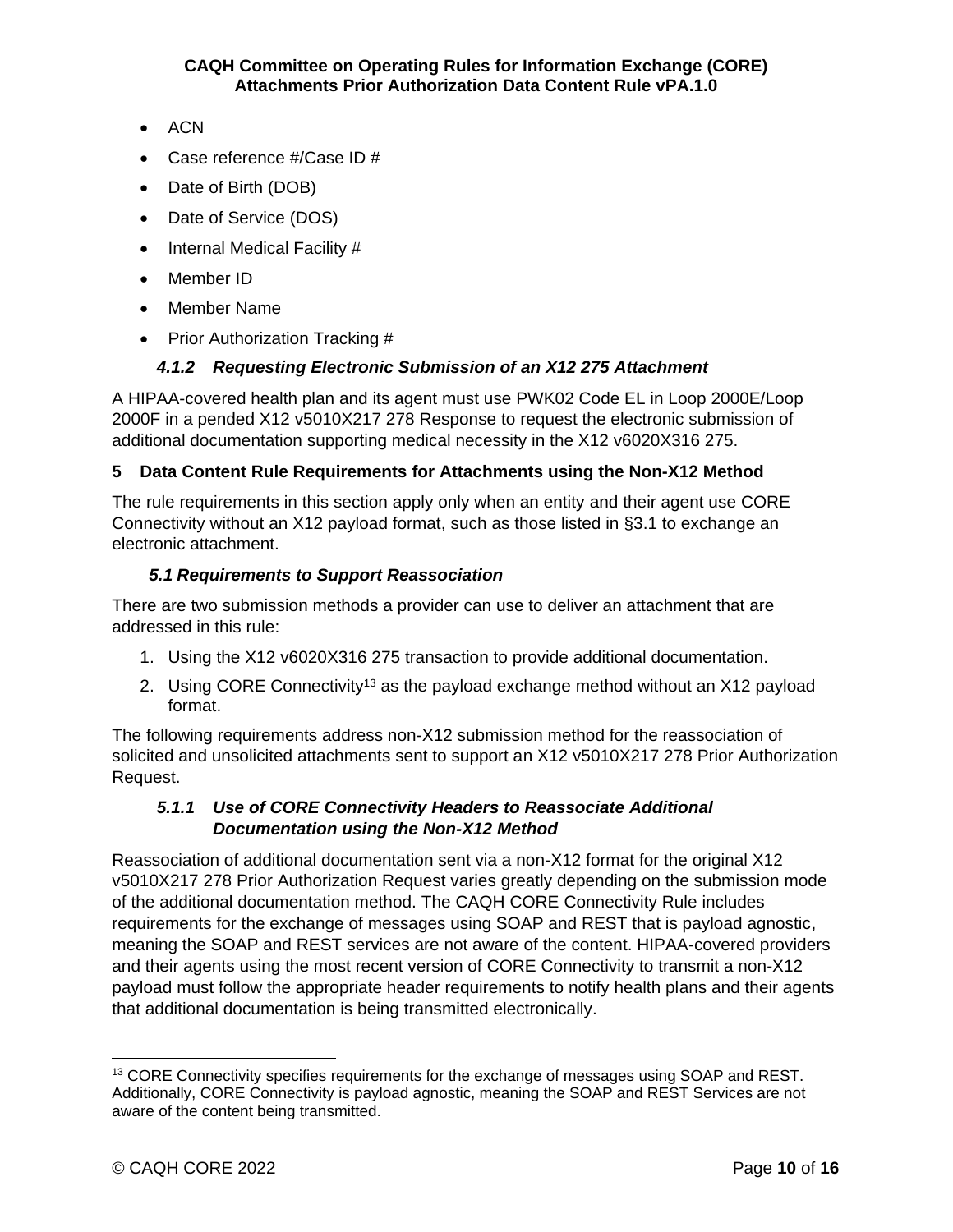- ACN
- Case reference #/Case ID #
- Date of Birth (DOB)
- Date of Service (DOS)
- Internal Medical Facility #
- Member ID
- Member Name
- Prior Authorization Tracking #

#### *4.1.2 Requesting Electronic Submission of an X12 275 Attachment*

A HIPAA-covered health plan and its agent must use PWK02 Code EL in Loop 2000E/Loop 2000F in a pended X12 v5010X217 278 Response to request the electronic submission of additional documentation supporting medical necessity in the X12 v6020X316 275.

## 5 Data Content Rule Requirements for Attachments using the Non-X12 Method

The rule requirements in this section apply only when an entity and their agent use CORE Connectivity without an X12 payload format, such as those listed in §3.1 to exchange an electronic attachment.

### *5.1 Requirements to Support Reassociation*

There are two submission methods a provider can use to deliver an attachment that are addressed in this rule:

1. Using the X12 v6020X316 275 transaction to provide additional documentation.
2. Using CORE Connectivity[13] as the payload exchange method without an X12 payload format.

The following requirements address non-X12 submission method for the reassociation of solicited and unsolicited attachments sent to support an X12 v5010X217 278 Prior Authorization Request.

#### *5.1.1 Use of CORE Connectivity Headers to Reassociate Additional Documentation using the Non-X12 Method*

Reassociation of additional documentation sent via a non-X12 format for the original X12 v5010X217 278 Prior Authorization Request varies greatly depending on the submission mode of the additional documentation method. The CAQH CORE Connectivity Rule includes requirements for the exchange of messages using SOAP and REST that is payload agnostic, meaning the SOAP and REST services are not aware of the content. HIPAA-covered providers and their agents using the most recent version of CORE Connectivity to transmit a non-X12 payload must follow the appropriate header requirements to notify health plans and their agents that additional documentation is being transmitted electronically.

---

[13] CORE Connectivity specifies requirements for the exchange of messages using SOAP and REST. Additionally, CORE Connectivity is payload agnostic, meaning the SOAP and REST Services are not aware of the content being transmitted.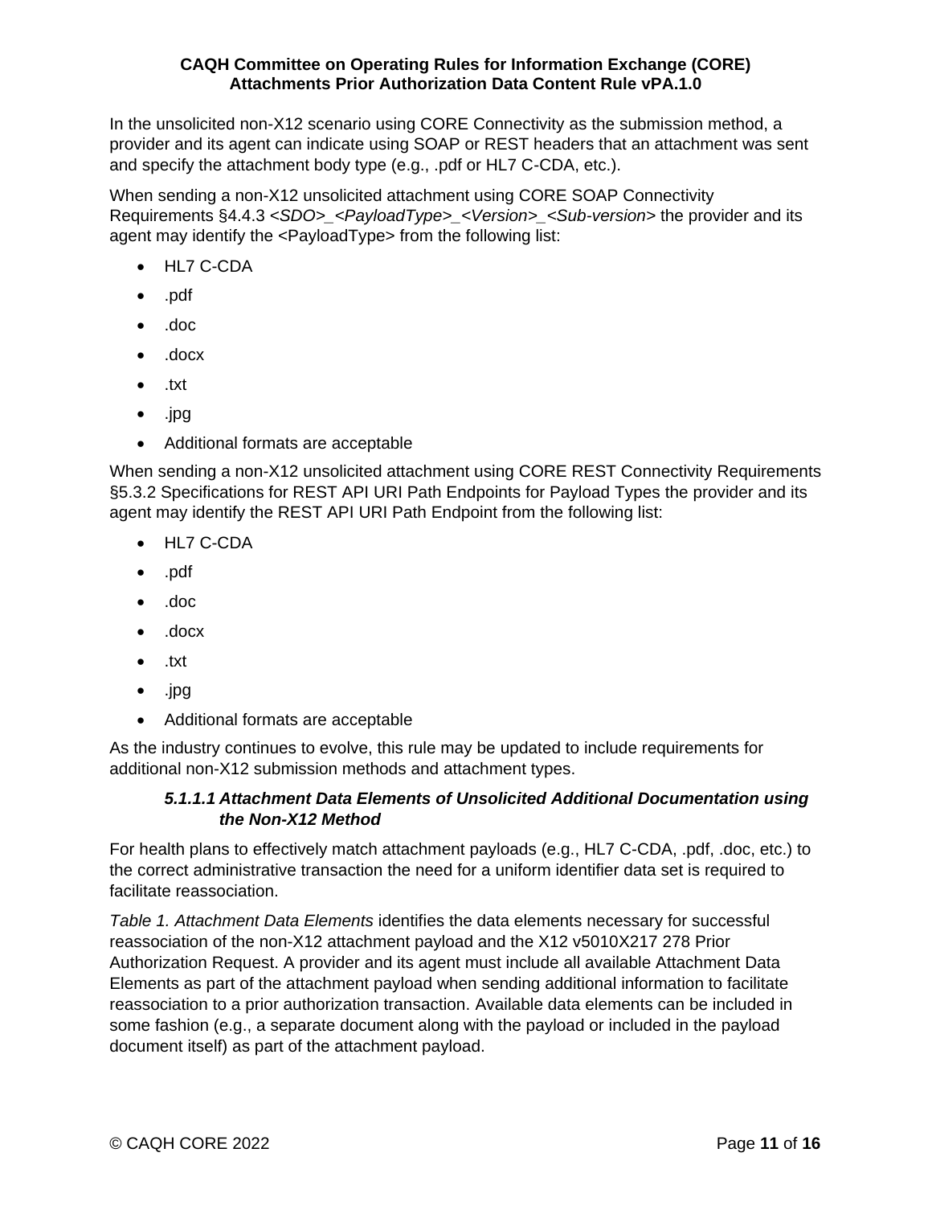In the unsolicited non-X12 scenario using CORE Connectivity as the submission method, a provider and its agent can indicate using SOAP or REST headers that an attachment was sent and specify the attachment body type (e.g., .pdf or HL7 C-CDA, etc.).

When sending a non-X12 unsolicited attachment using CORE SOAP Connectivity Requirements §4.4.3 *<SDO>_<PayloadType>_<Version>_<Sub-version>* the provider and its agent may identify the <PayloadType> from the following list:

- HL7 C-CDA
- .pdf
- .doc
- .docx
- .txt
- .jpg
- Additional formats are acceptable

When sending a non-X12 unsolicited attachment using CORE REST Connectivity Requirements §5.3.2 Specifications for REST API URI Path Endpoints for Payload Types the provider and its agent may identify the REST API URI Path Endpoint from the following list:

- HL7 C-CDA
- .pdf
- .doc
- .docx
- .txt
- .jpg
- Additional formats are acceptable

As the industry continues to evolve, this rule may be updated to include requirements for additional non-X12 submission methods and attachment types.

#### *5.1.1.1 Attachment Data Elements of Unsolicited Additional Documentation using the Non-X12 Method*

For health plans to effectively match attachment payloads (e.g., HL7 C-CDA, .pdf, .doc, etc.) to the correct administrative transaction the need for a uniform identifier data set is required to facilitate reassociation.

*Table 1. Attachment Data Elements* identifies the data elements necessary for successful reassociation of the non-X12 attachment payload and the X12 v5010X217 278 Prior Authorization Request. A provider and its agent must include all available Attachment Data Elements as part of the attachment payload when sending additional information to facilitate reassociation to a prior authorization transaction. Available data elements can be included in some fashion (e.g., a separate document along with the payload or included in the payload document itself) as part of the attachment payload.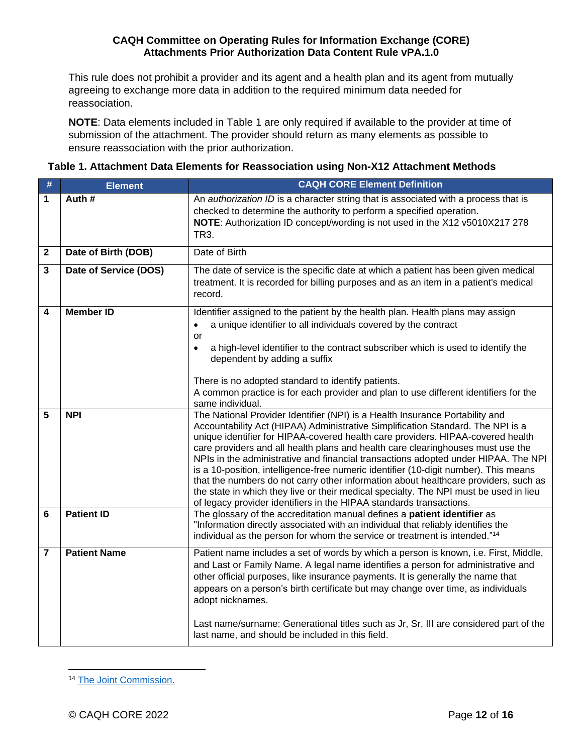This rule does not prohibit a provider and its agent and a health plan and its agent from mutually agreeing to exchange more data in addition to the required minimum data needed for reassociation.

**NOTE**: Data elements included in Table 1 are only required if available to the provider at time of submission of the attachment. The provider should return as many elements as possible to ensure reassociation with the prior authorization.

**Table 1. Attachment Data Elements for Reassociation using Non-X12 Attachment Methods**

| # | Element | CAQH CORE Element Definition |
|---|---|---|
| **1** | **Auth #** | An *authorization ID* is a character string that is associated with a process that is checked to determine the authority to perform a specified operation.<br>**NOTE**: Authorization ID concept/wording is not used in the X12 v5010X217 278 TR3. |
| **2** | **Date of Birth (DOB)** | Date of Birth |
| **3** | **Date of Service (DOS)** | The date of service is the specific date at which a patient has been given medical treatment. It is recorded for billing purposes and as an item in a patient's medical record. |
| **4** | **Member ID** | Identifier assigned to the patient by the health plan. Health plans may assign<br>• a unique identifier to all individuals covered by the contract<br>or<br>• a high-level identifier to the contract subscriber which is used to identify the dependent by adding a suffix<br><br>There is no adopted standard to identify patients.<br>A common practice is for each provider and plan to use different identifiers for the same individual. |
| **5** | **NPI** | The National Provider Identifier (NPI) is a Health Insurance Portability and Accountability Act (HIPAA) Administrative Simplification Standard. The NPI is a unique identifier for HIPAA-covered health care providers. HIPAA-covered health care providers and all health plans and health care clearinghouses must use the NPIs in the administrative and financial transactions adopted under HIPAA. The NPI is a 10-position, intelligence-free numeric identifier (10-digit number). This means that the numbers do not carry other information about healthcare providers, such as the state in which they live or their medical specialty. The NPI must be used in lieu of legacy provider identifiers in the HIPAA standards transactions. |
| **6** | **Patient ID** | The glossary of the accreditation manual defines a **patient identifier** as "Information directly associated with an individual that reliably identifies the individual as the person for whom the service or treatment is intended."[14] |
| **7** | **Patient Name** | Patient name includes a set of words by which a person is known, i.e. First, Middle, and Last or Family Name. A legal name identifies a person for administrative and other official purposes, like insurance payments. It is generally the name that appears on a person's birth certificate but may change over time, as individuals adopt nicknames.<br><br>Last name/surname: Generational titles such as Jr, Sr, III are considered part of the last name, and should be included in this field. |

[14] The Joint Commission.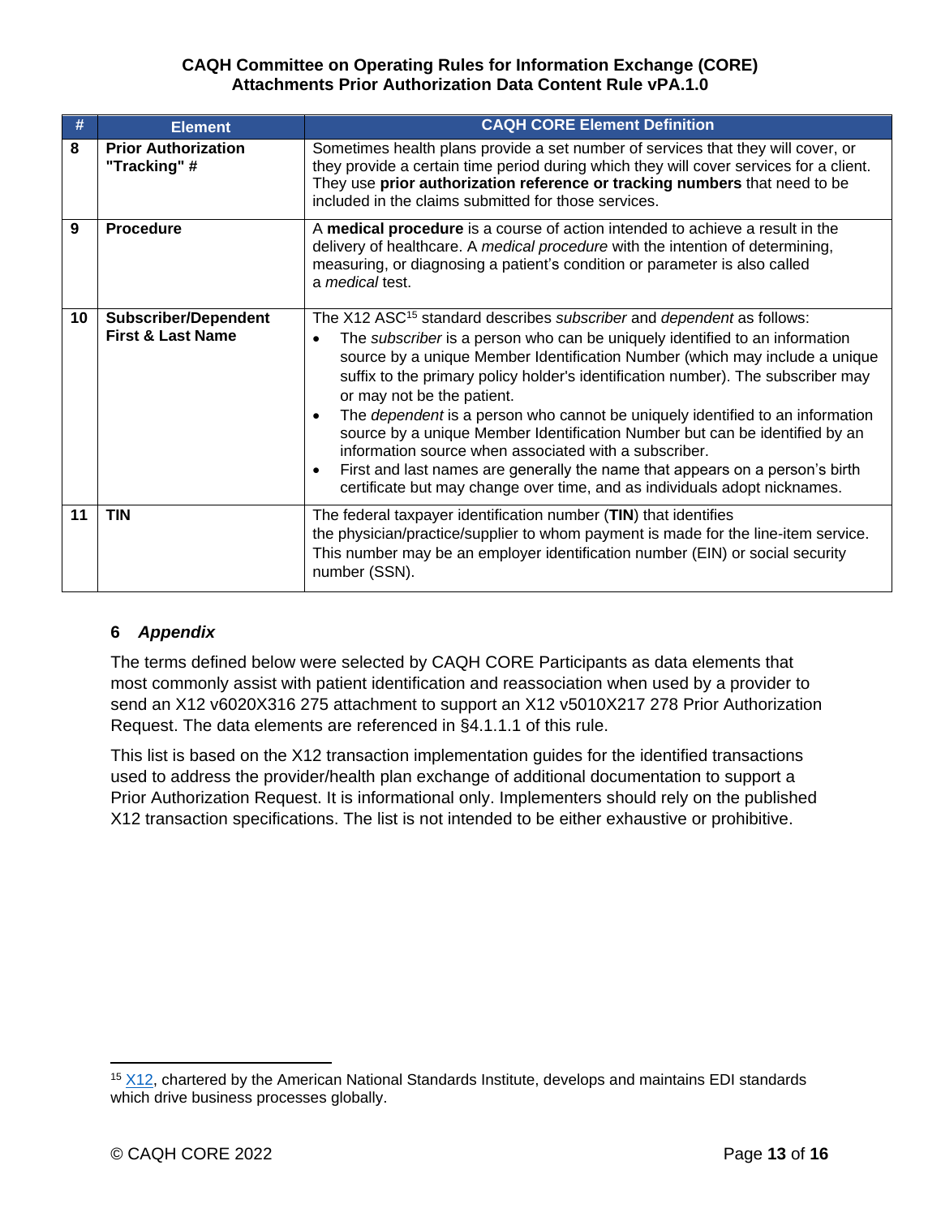| # | Element | CAQH CORE Element Definition |
|---|---|---|
| 8 | **Prior Authorization "Tracking" #** | Sometimes health plans provide a set number of services that they will cover, or they provide a certain time period during which they will cover services for a client. They use **prior authorization reference or tracking numbers** that need to be included in the claims submitted for those services. |
| 9 | **Procedure** | A **medical procedure** is a course of action intended to achieve a result in the delivery of healthcare. A *medical procedure* with the intention of determining, measuring, or diagnosing a patient's condition or parameter is also called a *medical* test. |
| 10 | **Subscriber/Dependent First & Last Name** | The X12 ASC[15] standard describes *subscriber* and *dependent* as follows:<br>• The *subscriber* is a person who can be uniquely identified to an information source by a unique Member Identification Number (which may include a unique suffix to the primary policy holder's identification number). The subscriber may or may not be the patient.<br>• The *dependent* is a person who cannot be uniquely identified to an information source by a unique Member Identification Number but can be identified by an information source when associated with a subscriber.<br>• First and last names are generally the name that appears on a person's birth certificate but may change over time, and as individuals adopt nicknames. |
| 11 | **TIN** | The federal taxpayer identification number (**TIN**) that identifies the physician/practice/supplier to whom payment is made for the line-item service. This number may be an employer identification number (EIN) or social security number (SSN). |

## 6 *Appendix*

The terms defined below were selected by CAQH CORE Participants as data elements that most commonly assist with patient identification and reassociation when used by a provider to send an X12 v6020X316 275 attachment to support an X12 v5010X217 278 Prior Authorization Request. The data elements are referenced in §4.1.1.1 of this rule.

This list is based on the X12 transaction implementation guides for the identified transactions used to address the provider/health plan exchange of additional documentation to support a Prior Authorization Request. It is informational only. Implementers should rely on the published X12 transaction specifications. The list is not intended to be either exhaustive or prohibitive.

---

[15] X12, chartered by the American National Standards Institute, develops and maintains EDI standards which drive business processes globally.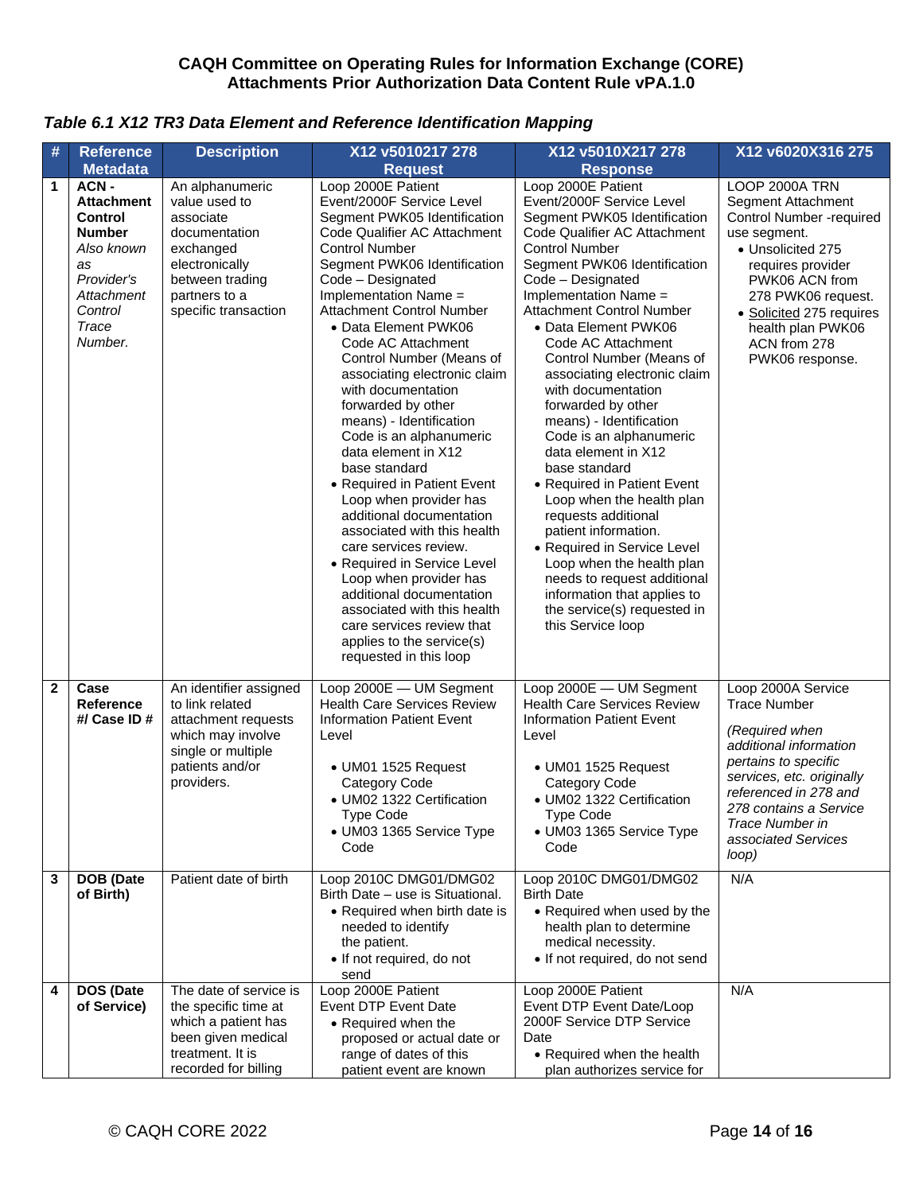**CAQH Committee on Operating Rules for Information Exchange (CORE)**
**Attachments Prior Authorization Data Content Rule vPA.1.0**

***Table 6.1 X12 TR3 Data Element and Reference Identification Mapping***

| # | Reference Metadata | Description | X12 v5010217 278 Request | X12 v5010X217 278 Response | X12 v6020X316 275 |
|---|---|---|---|---|---|
| 1 | **ACN - Attachment Control Number** *Also known as Provider's Attachment Control Trace Number.* | An alphanumeric value used to associate documentation exchanged electronically between trading partners to a specific transaction | Loop 2000E Patient Event/2000F Service Level Segment PWK05 Identification Code Qualifier AC Attachment Control Number Segment PWK06 Identification Code – Designated Implementation Name = Attachment Control Number<br>• Data Element PWK06 Code AC Attachment Control Number (Means of associating electronic claim with documentation forwarded by other means) - Identification Code is an alphanumeric data element in X12 base standard<br>• Required in Patient Event Loop when provider has additional documentation associated with this health care services review.<br>• Required in Service Level Loop when provider has additional documentation associated with this health care services review that applies to the service(s) requested in this loop | Loop 2000E Patient Event/2000F Service Level Segment PWK05 Identification Code Qualifier AC Attachment Control Number Segment PWK06 Identification Code – Designated Implementation Name = Attachment Control Number<br>• Data Element PWK06 Code AC Attachment Control Number (Means of associating electronic claim with documentation forwarded by other means) - Identification Code is an alphanumeric data element in X12 base standard<br>• Required in Patient Event Loop when the health plan requests additional patient information.<br>• Required in Service Level Loop when the health plan needs to request additional information that applies to the service(s) requested in this Service loop | LOOP 2000A TRN Segment Attachment Control Number -required use segment.<br>• Unsolicited 275 requires provider PWK06 ACN from 278 PWK06 request.<br>• Solicited 275 requires health plan PWK06 ACN from 278 PWK06 response. |
| 2 | **Case Reference #/ Case ID #** | An identifier assigned to link related attachment requests which may involve single or multiple patients and/or providers. | Loop 2000E — UM Segment Health Care Services Review Information Patient Event Level<br>• UM01 1525 Request Category Code<br>• UM02 1322 Certification Type Code<br>• UM03 1365 Service Type Code | Loop 2000E — UM Segment Health Care Services Review Information Patient Event Level<br>• UM01 1525 Request Category Code<br>• UM02 1322 Certification Type Code<br>• UM03 1365 Service Type Code | Loop 2000A Service Trace Number<br>*(Required when additional information pertains to specific services, etc. originally referenced in 278 and 278 contains a Service Trace Number in associated Services loop)* |
| 3 | **DOB (Date of Birth)** | Patient date of birth | Loop 2010C DMG01/DMG02 Birth Date – use is Situational.<br>• Required when birth date is needed to identify the patient.<br>• If not required, do not send | Loop 2010C DMG01/DMG02 Birth Date<br>• Required when used by the health plan to determine medical necessity.<br>• If not required, do not send | N/A |
| 4 | **DOS (Date of Service)** | The date of service is the specific time at which a patient has been given medical treatment. It is recorded for billing | Loop 2000E Patient Event DTP Event Date<br>• Required when the proposed or actual date or range of dates of this patient event are known | Loop 2000E Patient Event DTP Event Date/Loop 2000F Service DTP Service Date<br>• Required when the health plan authorizes service for | N/A |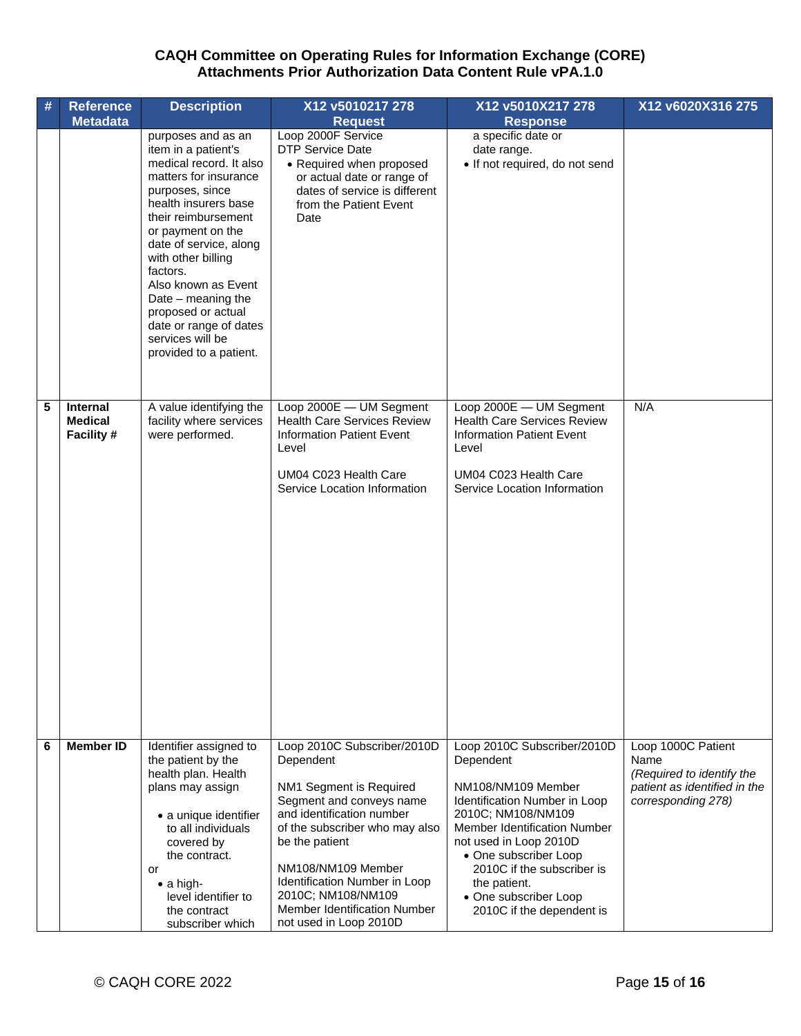| # | Reference Metadata | Description | X12 v5010217 278 Request | X12 v5010X217 278 Response | X12 v6020X316 275 |
|---|---|---|---|---|---|
| | | purposes and as an item in a patient's medical record. It also matters for insurance purposes, since health insurers base their reimbursement or payment on the date of service, along with other billing factors.<br>Also known as Event Date – meaning the proposed or actual date or range of dates services will be provided to a patient. | Loop 2000F Service DTP Service Date<br>• Required when proposed or actual date or range of dates of service is different from the Patient Event Date | a specific date or date range.<br>• If not required, do not send | |
| **5** | **Internal Medical Facility #** | A value identifying the facility where services were performed. | Loop 2000E — UM Segment Health Care Services Review Information Patient Event Level<br><br>UM04 C023 Health Care Service Location Information | Loop 2000E — UM Segment Health Care Services Review Information Patient Event Level<br><br>UM04 C023 Health Care Service Location Information | N/A |
| **6** | **Member ID** | Identifier assigned to the patient by the health plan. Health plans may assign<br>• a unique identifier to all individuals covered by the contract.<br>or<br>• a high-level identifier to the contract subscriber which | Loop 2010C Subscriber/2010D Dependent<br><br>NM1 Segment is Required Segment and conveys name and identification number of the subscriber who may also be the patient<br><br>NM108/NM109 Member Identification Number in Loop 2010C; NM108/NM109 Member Identification Number not used in Loop 2010D | Loop 2010C Subscriber/2010D Dependent<br><br>NM108/NM109 Member Identification Number in Loop 2010C; NM108/NM109 Member Identification Number not used in Loop 2010D<br>• One subscriber Loop 2010C if the subscriber is the patient.<br>• One subscriber Loop 2010C if the dependent is | Loop 1000C Patient Name<br>*(Required to identify the patient as identified in the corresponding 278)* |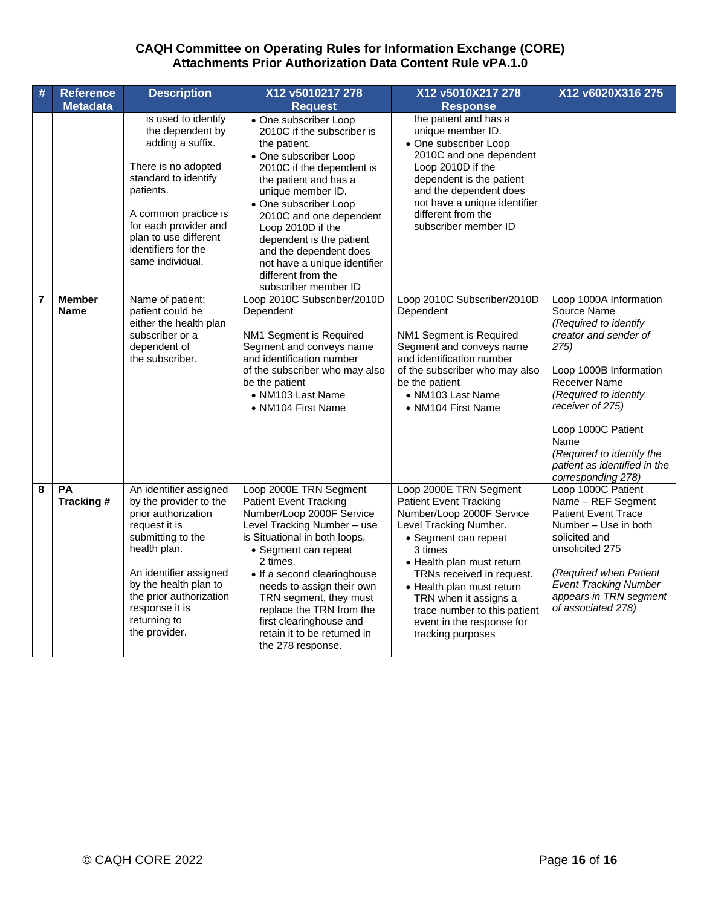| # | Reference Metadata | Description | X12 v5010217 278 Request | X12 v5010X217 278 Response | X12 v6020X316 275 |
|---|---|---|---|---|---|
| | | is used to identify the dependent by adding a suffix.<br><br>There is no adopted standard to identify patients.<br><br>A common practice is for each provider and plan to use different identifiers for the same individual. | • One subscriber Loop 2010C if the subscriber is the patient.<br>• One subscriber Loop 2010C if the dependent is the patient and has a unique member ID.<br>• One subscriber Loop 2010C and one dependent Loop 2010D if the dependent is the patient and the dependent does not have a unique identifier different from the subscriber member ID | the patient and has a unique member ID.<br>• One subscriber Loop 2010C and one dependent Loop 2010D if the dependent is the patient and the dependent does not have a unique identifier different from the subscriber member ID | |
| 7 | **Member Name** | Name of patient; patient could be either the health plan subscriber or a dependent of the subscriber. | Loop 2010C Subscriber/2010D Dependent<br><br>NM1 Segment is Required Segment and conveys name and identification number of the subscriber who may also be the patient<br>• NM103 Last Name<br>• NM104 First Name | Loop 2010C Subscriber/2010D Dependent<br><br>NM1 Segment is Required Segment and conveys name and identification number of the subscriber who may also be the patient<br>• NM103 Last Name<br>• NM104 First Name | Loop 1000A Information Source Name<br>*(Required to identify creator and sender of 275)*<br><br>Loop 1000B Information Receiver Name<br>*(Required to identify receiver of 275)*<br><br>Loop 1000C Patient Name<br>*(Required to identify the patient as identified in the corresponding 278)* |
| 8 | **PA Tracking #** | An identifier assigned by the provider to the prior authorization request it is submitting to the health plan.<br><br>An identifier assigned by the health plan to the prior authorization response it is returning to the provider. | Loop 2000E TRN Segment Patient Event Tracking Number/Loop 2000F Service Level Tracking Number – use is Situational in both loops.<br>• Segment can repeat 2 times.<br>• If a second clearinghouse needs to assign their own TRN segment, they must replace the TRN from the first clearinghouse and retain it to be returned in the 278 response. | Loop 2000E TRN Segment Patient Event Tracking Number/Loop 2000F Service Level Tracking Number.<br>• Segment can repeat 3 times<br>• Health plan must return TRNs received in request.<br>• Health plan must return TRN when it assigns a trace number to this patient event in the response for tracking purposes | Loop 1000C Patient Name – REF Segment Patient Event Trace Number – Use in both solicited and unsolicited 275<br><br>*(Required when Patient Event Tracking Number appears in TRN segment of associated 278)* |